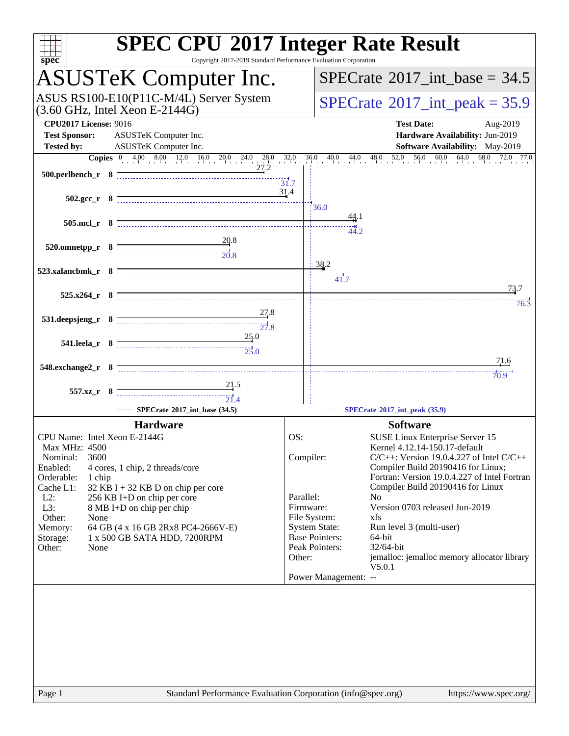# SPEC CPU 2017 Integer Rate Result

Copyright 2017-2019 Standard Performance Evaluation Corporation

## ASUSTeK Computer Inc.

ASUS RS100-E10(P11C-M/4L) Server System (3.60 GHz, Intel Xeon E-2144G)

**SPECrate 2017_int_base = 34.5**

**SPECrate 2017_int_peak = 35.9**

**CPU2017 License:** 9016
**Test Sponsor:** ASUSTeK Computer Inc.
**Tested by:** ASUSTeK Computer Inc.

**Test Date:** Aug-2019
**Hardware Availability:** Jun-2019
**Software Availability:** May-2019

| Benchmark | Copies | Base | Peak |
|---|---|---|---|
| 500.perlbench_r | 8 | 27.2 | 31.7 |
| 502.gcc_r | 8 | 31.4 | 36.0 |
| 505.mcf_r | 8 | 44.1 | 44.2 |
| 520.omnetpp_r | 8 | 20.8 | 20.8 |
| 523.xalancbmk_r | 8 | 38.2 | 41.7 |
| 525.x264_r | 8 | 73.7 | 76.3 |
| 531.deepsjeng_r | 8 | 27.8 | 27.8 |
| 541.leela_r | 8 | 25.0 | 25.0 |
| 548.exchange2_r | 8 | 71.6 | 70.9 |
| 557.xz_r | 8 | 21.5 | 21.4 |

SPECrate 2017_int_base (34.5) — SPECrate 2017_int_peak (35.9)

### Hardware

| | |
|---|---|
| CPU Name: | Intel Xeon E-2144G |
| Max MHz: | 4500 |
| Nominal: | 3600 |
| Enabled: | 4 cores, 1 chip, 2 threads/core |
| Orderable: | 1 chip |
| Cache L1: | 32 KB I + 32 KB D on chip per core |
| L2: | 256 KB I+D on chip per core |
| L3: | 8 MB I+D on chip per chip |
| Other: | None |
| Memory: | 64 GB (4 x 16 GB 2Rx8 PC4-2666V-E) |
| Storage: | 1 x 500 GB SATA HDD, 7200RPM |
| Other: | None |

### Software

| | |
|---|---|
| OS: | SUSE Linux Enterprise Server 15 Kernel 4.12.14-150.17-default |
| Compiler: | C/C++: Version 19.0.4.227 of Intel C/C++ Compiler Build 20190416 for Linux; Fortran: Version 19.0.4.227 of Intel Fortran Compiler Build 20190416 for Linux |
| Parallel: | No |
| Firmware: | Version 0703 released Jun-2019 |
| File System: | xfs |
| System State: | Run level 3 (multi-user) |
| Base Pointers: | 64-bit |
| Peak Pointers: | 32/64-bit |
| Other: | jemalloc: jemalloc memory allocator library V5.0.1 |
| Power Management: | -- |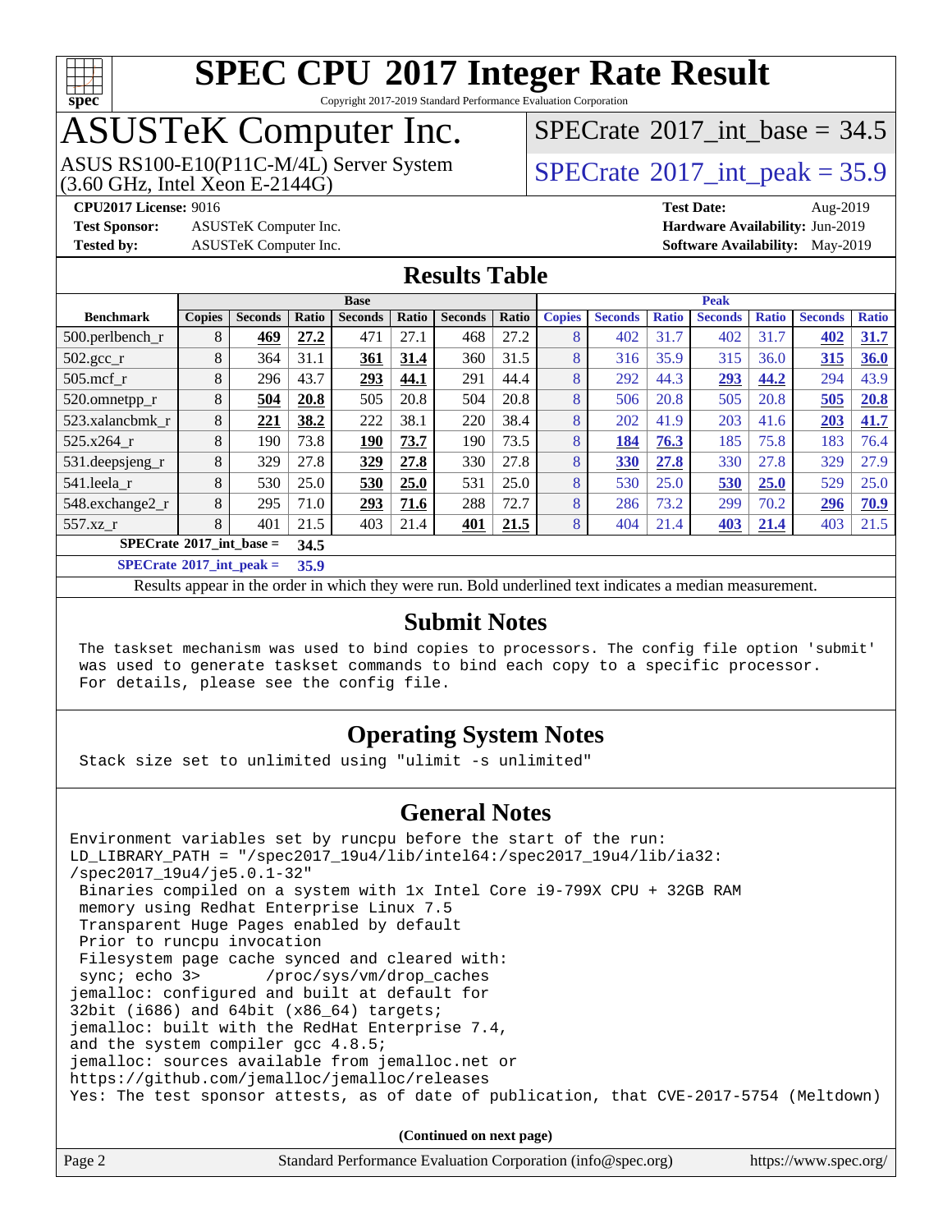# SPEC CPU 2017 Integer Rate Result

Copyright 2017-2019 Standard Performance Evaluation Corporation

# ASUSTeK Computer Inc.

ASUS RS100-E10(P11C-M/4L) Server System (3.60 GHz, Intel Xeon E-2144G)

SPECrate 2017_int_base = 34.5

SPECrate 2017_int_peak = 35.9

**CPU2017 License:** 9016 | **Test Date:** Aug-2019
**Test Sponsor:** ASUSTeK Computer Inc. | **Hardware Availability:** Jun-2019
**Tested by:** ASUSTeK Computer Inc. | **Software Availability:** May-2019

## Results Table

| | Base | | | | | | | Peak | | | | | | |
|---|---|---|---|---|---|---|---|---|---|---|---|---|---|---|
| **Benchmark** | **Copies** | **Seconds** | **Ratio** | **Seconds** | **Ratio** | **Seconds** | **Ratio** | **Copies** | **Seconds** | **Ratio** | **Seconds** | **Ratio** | **Seconds** | **Ratio** |
| 500.perlbench_r | 8 | **469** | **27.2** | 471 | 27.1 | 468 | 27.2 | 8 | 402 | 31.7 | 402 | 31.7 | **402** | **31.7** |
| 502.gcc_r | 8 | 364 | 31.1 | **361** | **31.4** | 360 | 31.5 | 8 | 316 | 35.9 | 315 | 36.0 | **315** | **36.0** |
| 505.mcf_r | 8 | 296 | 43.7 | **293** | **44.1** | 291 | 44.4 | 8 | 292 | 44.3 | **293** | **44.2** | 294 | 43.9 |
| 520.omnetpp_r | 8 | **504** | **20.8** | 505 | 20.8 | 504 | 20.8 | 8 | 506 | 20.8 | 505 | 20.8 | **505** | **20.8** |
| 523.xalancbmk_r | 8 | **221** | **38.2** | 222 | 38.1 | 220 | 38.4 | 8 | 202 | 41.9 | 203 | 41.6 | **203** | **41.7** |
| 525.x264_r | 8 | 190 | 73.8 | **190** | **73.7** | 190 | 73.5 | 8 | **184** | **76.3** | 185 | 75.8 | 183 | 76.4 |
| 531.deepsjeng_r | 8 | 329 | 27.8 | **329** | **27.8** | 330 | 27.8 | 8 | **330** | **27.8** | 330 | 27.8 | 329 | 27.9 |
| 541.leela_r | 8 | 530 | 25.0 | **530** | **25.0** | 531 | 25.0 | 8 | 530 | 25.0 | **530** | **25.0** | 529 | 25.0 |
| 548.exchange2_r | 8 | 295 | 71.0 | **293** | **71.6** | 288 | 72.7 | 8 | 286 | 73.2 | 299 | 70.2 | **296** | **70.9** |
| 557.xz_r | 8 | 401 | 21.5 | 403 | 21.4 | **401** | **21.5** | 8 | 404 | 21.4 | **403** | **21.4** | 403 | 21.5 |

SPECrate 2017_int_base = **34.5**

SPECrate 2017_int_peak = **35.9**

Results appear in the order in which they were run. Bold underlined text indicates a median measurement.

## Submit Notes

```
The taskset mechanism was used to bind copies to processors. The config file option 'submit'
was used to generate taskset commands to bind each copy to a specific processor.
For details, please see the config file.
```

## Operating System Notes

```
Stack size set to unlimited using "ulimit -s unlimited"
```

## General Notes

```
Environment variables set by runcpu before the start of the run:
LD_LIBRARY_PATH = "/spec2017_19u4/lib/intel64:/spec2017_19u4/lib/ia32:
/spec2017_19u4/je5.0.1-32"
 Binaries compiled on a system with 1x Intel Core i9-799X CPU + 32GB RAM
 memory using Redhat Enterprise Linux 7.5
 Transparent Huge Pages enabled by default
 Prior to runcpu invocation
 Filesystem page cache synced and cleared with:
 sync; echo 3>       /proc/sys/vm/drop_caches
jemalloc: configured and built at default for
32bit (i686) and 64bit (x86_64) targets;
jemalloc: built with the RedHat Enterprise 7.4,
and the system compiler gcc 4.8.5;
jemalloc: sources available from jemalloc.net or
https://github.com/jemalloc/jemalloc/releases
Yes: The test sponsor attests, as of date of publication, that CVE-2017-5754 (Meltdown)
```

(Continued on next page)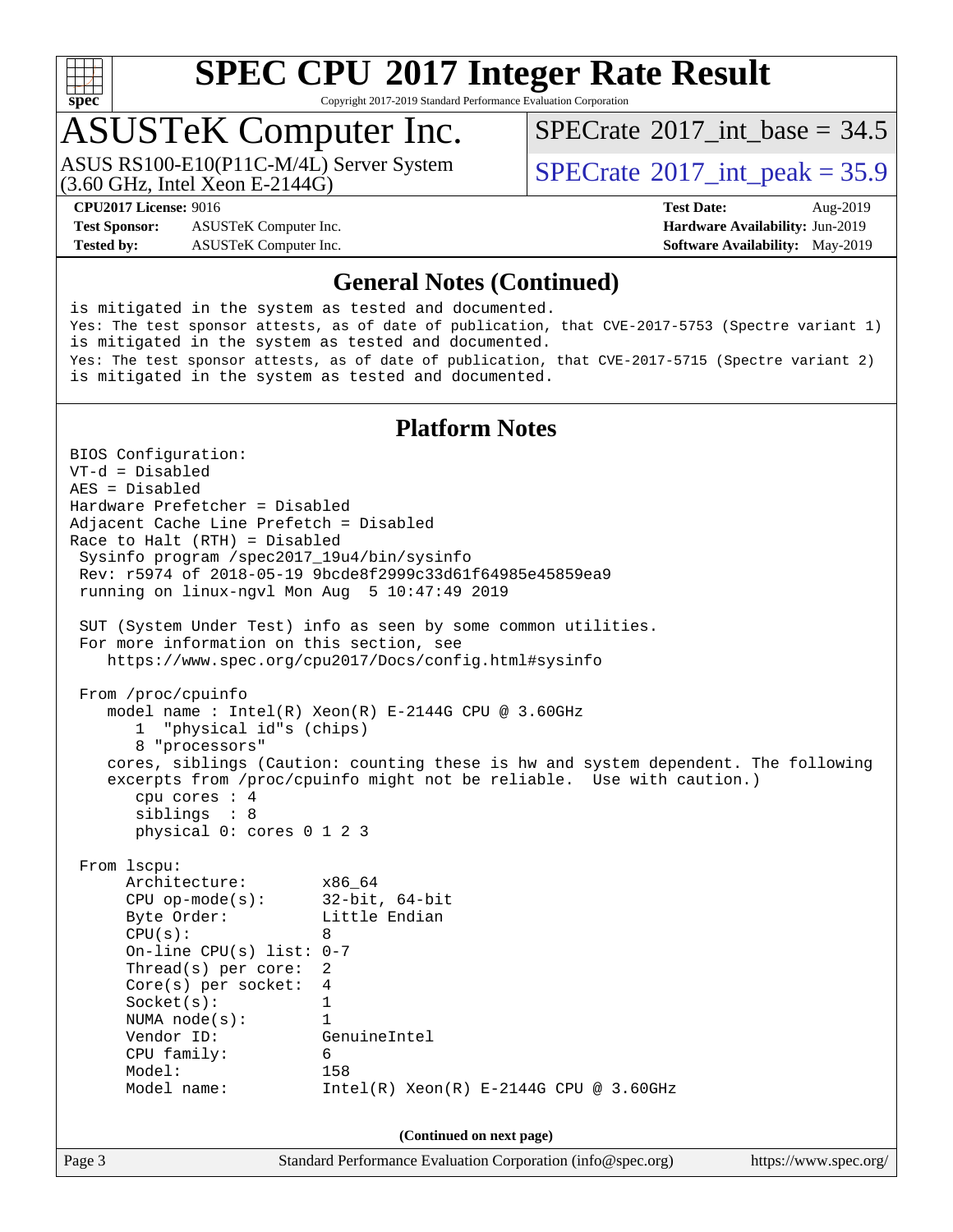## General Notes (Continued)

```
is mitigated in the system as tested and documented.
Yes: The test sponsor attests, as of date of publication, that CVE-2017-5753 (Spectre variant 1)
is mitigated in the system as tested and documented.
Yes: The test sponsor attests, as of date of publication, that CVE-2017-5715 (Spectre variant 2)
is mitigated in the system as tested and documented.
```

## Platform Notes

```
BIOS Configuration:
VT-d = Disabled
AES = Disabled
Hardware Prefetcher = Disabled
Adjacent Cache Line Prefetch = Disabled
Race to Halt (RTH) = Disabled
 Sysinfo program /spec2017_19u4/bin/sysinfo
 Rev: r5974 of 2018-05-19 9bcde8f2999c33d61f64985e45859ea9
 running on linux-ngvl Mon Aug  5 10:47:49 2019

 SUT (System Under Test) info as seen by some common utilities.
 For more information on this section, see
    https://www.spec.org/cpu2017/Docs/config.html#sysinfo

 From /proc/cpuinfo
    model name : Intel(R) Xeon(R) E-2144G CPU @ 3.60GHz
       1  "physical id"s (chips)
       8 "processors"
    cores, siblings (Caution: counting these is hw and system dependent. The following
    excerpts from /proc/cpuinfo might not be reliable.  Use with caution.)
       cpu cores : 4
       siblings  : 8
       physical 0: cores 0 1 2 3

 From lscpu:
      Architecture:        x86_64
      CPU op-mode(s):      32-bit, 64-bit
      Byte Order:          Little Endian
      CPU(s):              8
      On-line CPU(s) list: 0-7
      Thread(s) per core:  2
      Core(s) per socket:  4
      Socket(s):           1
      NUMA node(s):        1
      Vendor ID:           GenuineIntel
      CPU family:          6
      Model:               158
      Model name:          Intel(R) Xeon(R) E-2144G CPU @ 3.60GHz
```

**(Continued on next page)**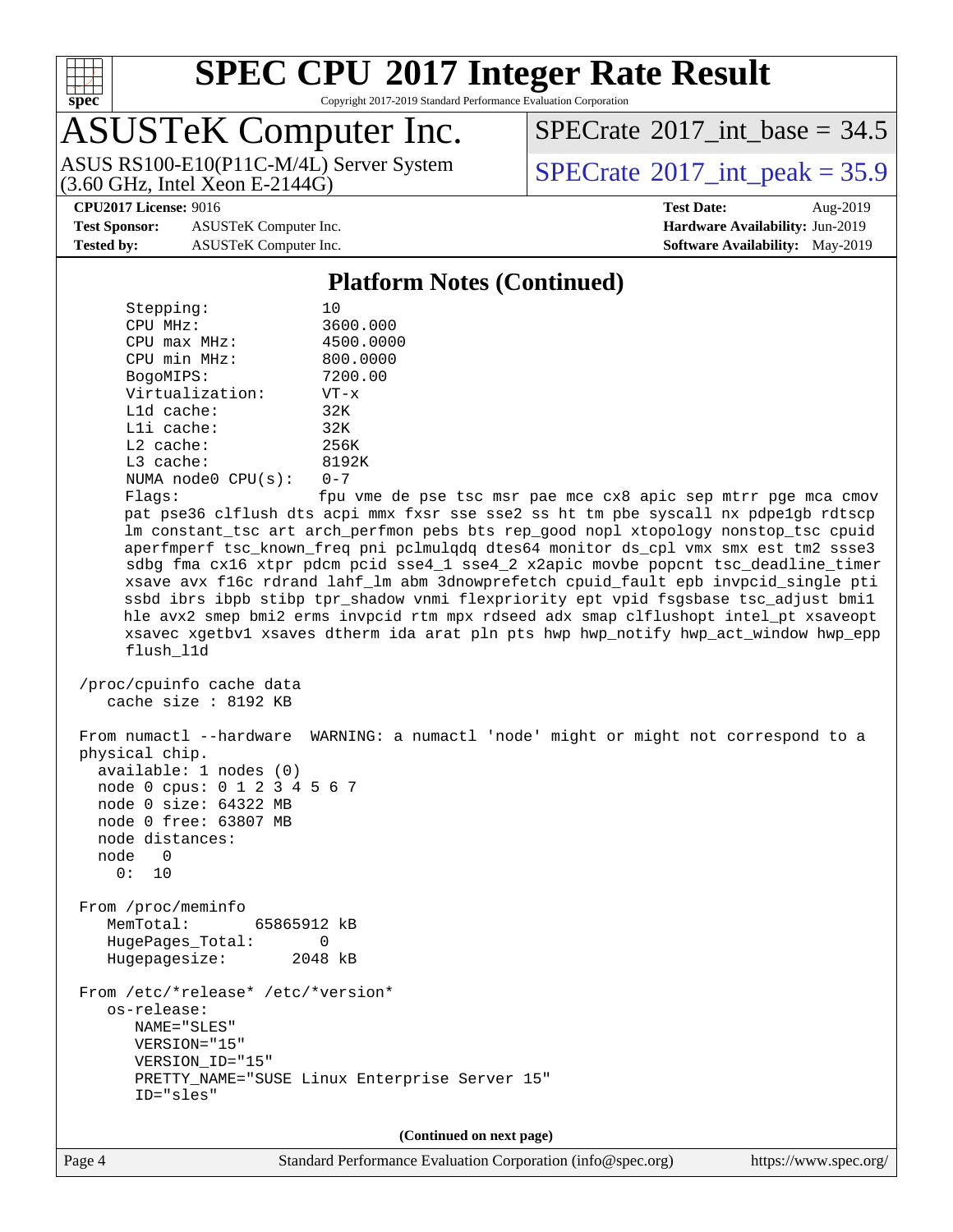## Platform Notes (Continued)

```
    Stepping:            10
    CPU MHz:             3600.000
    CPU max MHz:         4500.0000
    CPU min MHz:         800.0000
    BogoMIPS:            7200.00
    Virtualization:      VT-x
    L1d cache:           32K
    L1i cache:           32K
    L2 cache:            256K
    L3 cache:            8192K
    NUMA node0 CPU(s):   0-7
    Flags:               fpu vme de pse tsc msr pae mce cx8 apic sep mtrr pge mca cmov
    pat pse36 clflush dts acpi mmx fxsr sse sse2 ss ht tm pbe syscall nx pdpe1gb rdtscp
    lm constant_tsc art arch_perfmon pebs bts rep_good nopl xtopology nonstop_tsc cpuid
    aperfmperf tsc_known_freq pni pclmulqdq dtes64 monitor ds_cpl vmx smx est tm2 ssse3
    sdbg fma cx16 xtpr pdcm pcid sse4_1 sse4_2 x2apic movbe popcnt tsc_deadline_timer
    xsave avx f16c rdrand lahf_lm abm 3dnowprefetch cpuid_fault epb invpcid_single pti
    ssbd ibrs ibpb stibp tpr_shadow vnmi flexpriority ept vpid fsgsbase tsc_adjust bmi1
    hle avx2 smep bmi2 erms invpcid rtm mpx rdseed adx smap clflushopt intel_pt xsaveopt
    xsavec xgetbv1 xsaves dtherm ida arat pln pts hwp hwp_notify hwp_act_window hwp_epp
    flush_l1d

 /proc/cpuinfo cache data
    cache size : 8192 KB

 From numactl --hardware  WARNING: a numactl 'node' might or might not correspond to a
 physical chip.
   available: 1 nodes (0)
   node 0 cpus: 0 1 2 3 4 5 6 7
   node 0 size: 64322 MB
   node 0 free: 63807 MB
   node distances:
   node   0
     0:  10

 From /proc/meminfo
    MemTotal:       65865912 kB
    HugePages_Total:       0
    Hugepagesize:       2048 kB

 From /etc/*release* /etc/*version*
    os-release:
       NAME="SLES"
       VERSION="15"
       VERSION_ID="15"
       PRETTY_NAME="SUSE Linux Enterprise Server 15"
       ID="sles"
```

(Continued on next page)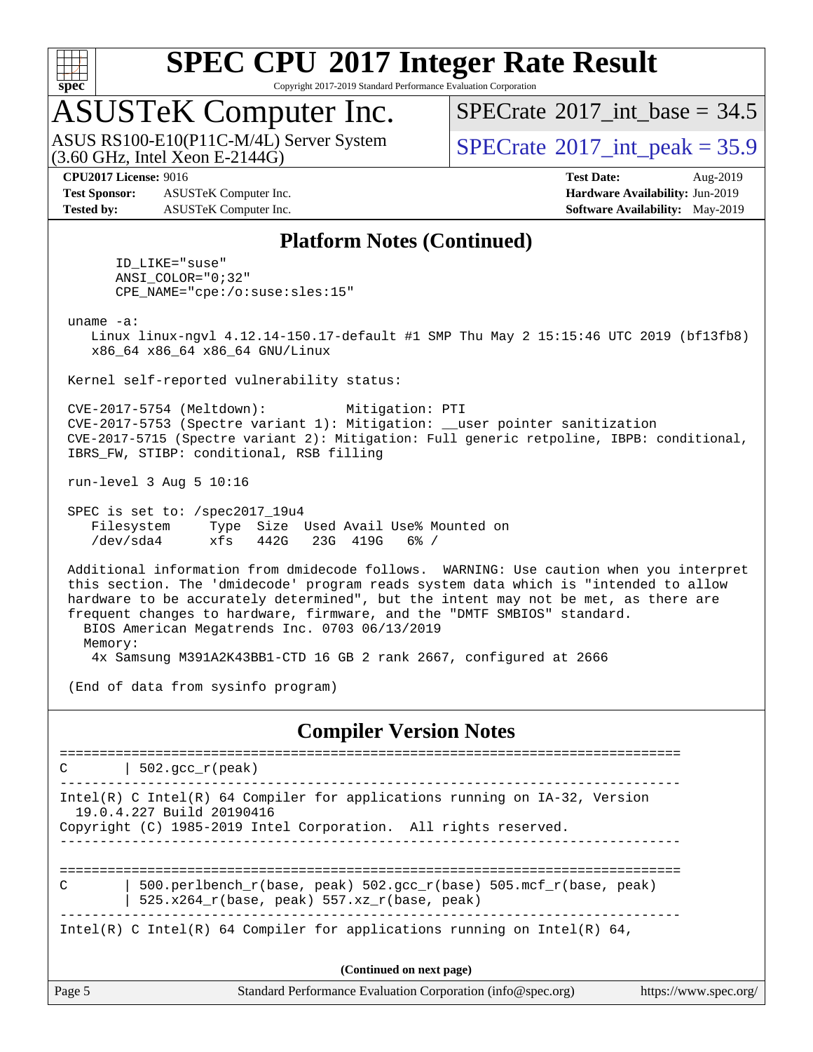## Platform Notes (Continued)

```
       ID_LIKE="suse"
       ANSI_COLOR="0;32"
       CPE_NAME="cpe:/o:suse:sles:15"

 uname -a:
    Linux linux-ngvl 4.12.14-150.17-default #1 SMP Thu May 2 15:15:46 UTC 2019 (bf13fb8)
    x86_64 x86_64 x86_64 GNU/Linux

 Kernel self-reported vulnerability status:

 CVE-2017-5754 (Meltdown):          Mitigation: PTI
 CVE-2017-5753 (Spectre variant 1): Mitigation: __user pointer sanitization
 CVE-2017-5715 (Spectre variant 2): Mitigation: Full generic retpoline, IBPB: conditional,
 IBRS_FW, STIBP: conditional, RSB filling

 run-level 3 Aug 5 10:16

 SPEC is set to: /spec2017_19u4
    Filesystem     Type  Size  Used Avail Use% Mounted on
    /dev/sda4      xfs   442G   23G  419G   6% /

 Additional information from dmidecode follows.  WARNING: Use caution when you interpret
 this section. The 'dmidecode' program reads system data which is "intended to allow
 hardware to be accurately determined", but the intent may not be met, as there are
 frequent changes to hardware, firmware, and the "DMTF SMBIOS" standard.
   BIOS American Megatrends Inc. 0703 06/13/2019
   Memory:
    4x Samsung M391A2K43BB1-CTD 16 GB 2 rank 2667, configured at 2666

 (End of data from sysinfo program)
```

## Compiler Version Notes

```
==============================================================================
C       | 502.gcc_r(peak)
------------------------------------------------------------------------------
Intel(R) C Intel(R) 64 Compiler for applications running on IA-32, Version
  19.0.4.227 Build 20190416
Copyright (C) 1985-2019 Intel Corporation.  All rights reserved.
------------------------------------------------------------------------------

==============================================================================
C       | 500.perlbench_r(base, peak) 502.gcc_r(base) 505.mcf_r(base, peak)
        | 525.x264_r(base, peak) 557.xz_r(base, peak)
------------------------------------------------------------------------------
Intel(R) C Intel(R) 64 Compiler for applications running on Intel(R) 64,
```

(Continued on next page)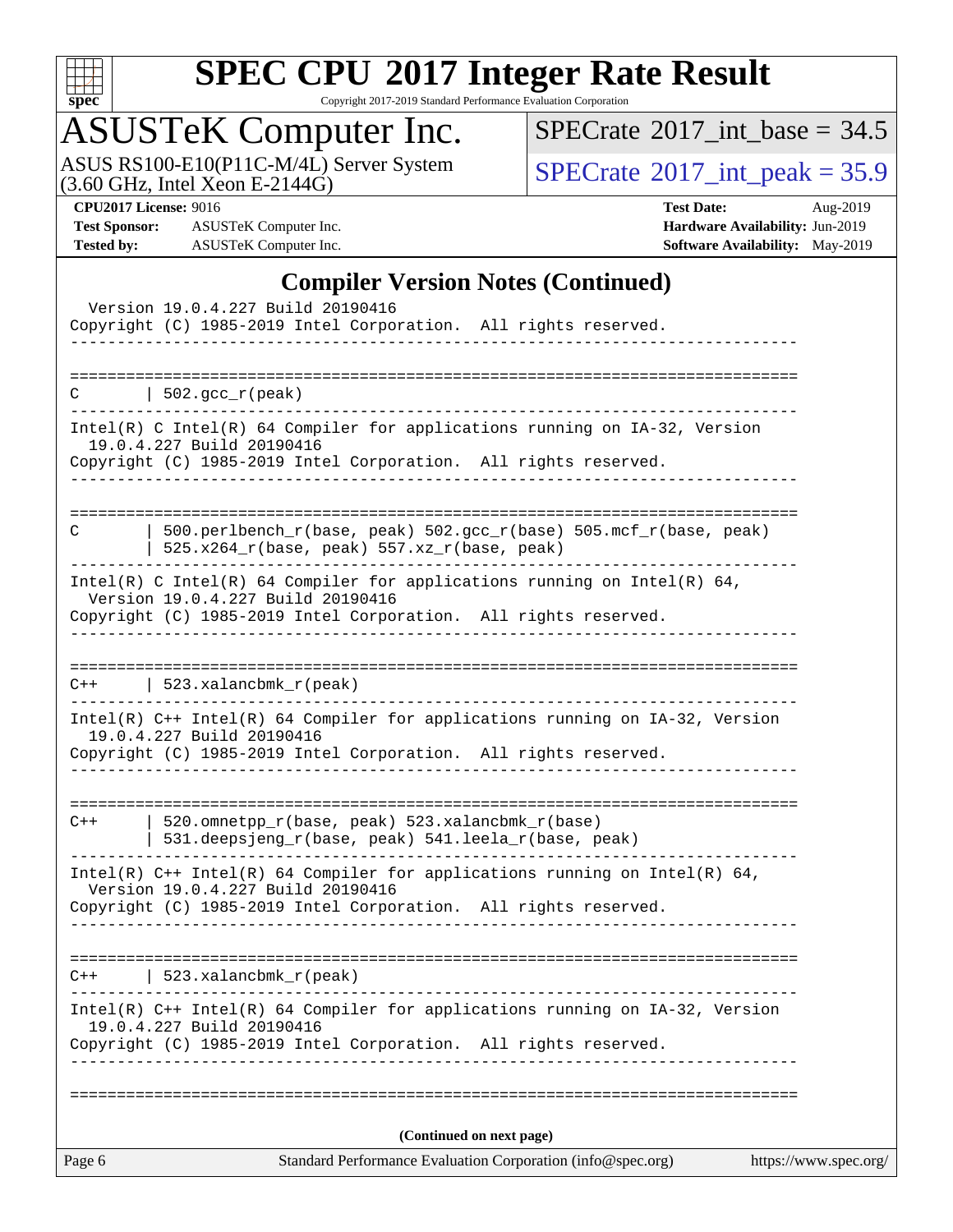## Compiler Version Notes (Continued)

```
  Version 19.0.4.227 Build 20190416
Copyright (C) 1985-2019 Intel Corporation.  All rights reserved.
------------------------------------------------------------------------------

==============================================================================
C       | 502.gcc_r(peak)
------------------------------------------------------------------------------
Intel(R) C Intel(R) 64 Compiler for applications running on IA-32, Version
  19.0.4.227 Build 20190416
Copyright (C) 1985-2019 Intel Corporation.  All rights reserved.
------------------------------------------------------------------------------

==============================================================================
C       | 500.perlbench_r(base, peak) 502.gcc_r(base) 505.mcf_r(base, peak)
        | 525.x264_r(base, peak) 557.xz_r(base, peak)
------------------------------------------------------------------------------
Intel(R) C Intel(R) 64 Compiler for applications running on Intel(R) 64,
  Version 19.0.4.227 Build 20190416
Copyright (C) 1985-2019 Intel Corporation.  All rights reserved.
------------------------------------------------------------------------------

==============================================================================
C++     | 523.xalancbmk_r(peak)
------------------------------------------------------------------------------
Intel(R) C++ Intel(R) 64 Compiler for applications running on IA-32, Version
  19.0.4.227 Build 20190416
Copyright (C) 1985-2019 Intel Corporation.  All rights reserved.
------------------------------------------------------------------------------

==============================================================================
C++     | 520.omnetpp_r(base, peak) 523.xalancbmk_r(base)
        | 531.deepsjeng_r(base, peak) 541.leela_r(base, peak)
------------------------------------------------------------------------------
Intel(R) C++ Intel(R) 64 Compiler for applications running on Intel(R) 64,
  Version 19.0.4.227 Build 20190416
Copyright (C) 1985-2019 Intel Corporation.  All rights reserved.
------------------------------------------------------------------------------

==============================================================================
C++     | 523.xalancbmk_r(peak)
------------------------------------------------------------------------------
Intel(R) C++ Intel(R) 64 Compiler for applications running on IA-32, Version
  19.0.4.227 Build 20190416
Copyright (C) 1985-2019 Intel Corporation.  All rights reserved.
------------------------------------------------------------------------------

==============================================================================
```

(Continued on next page)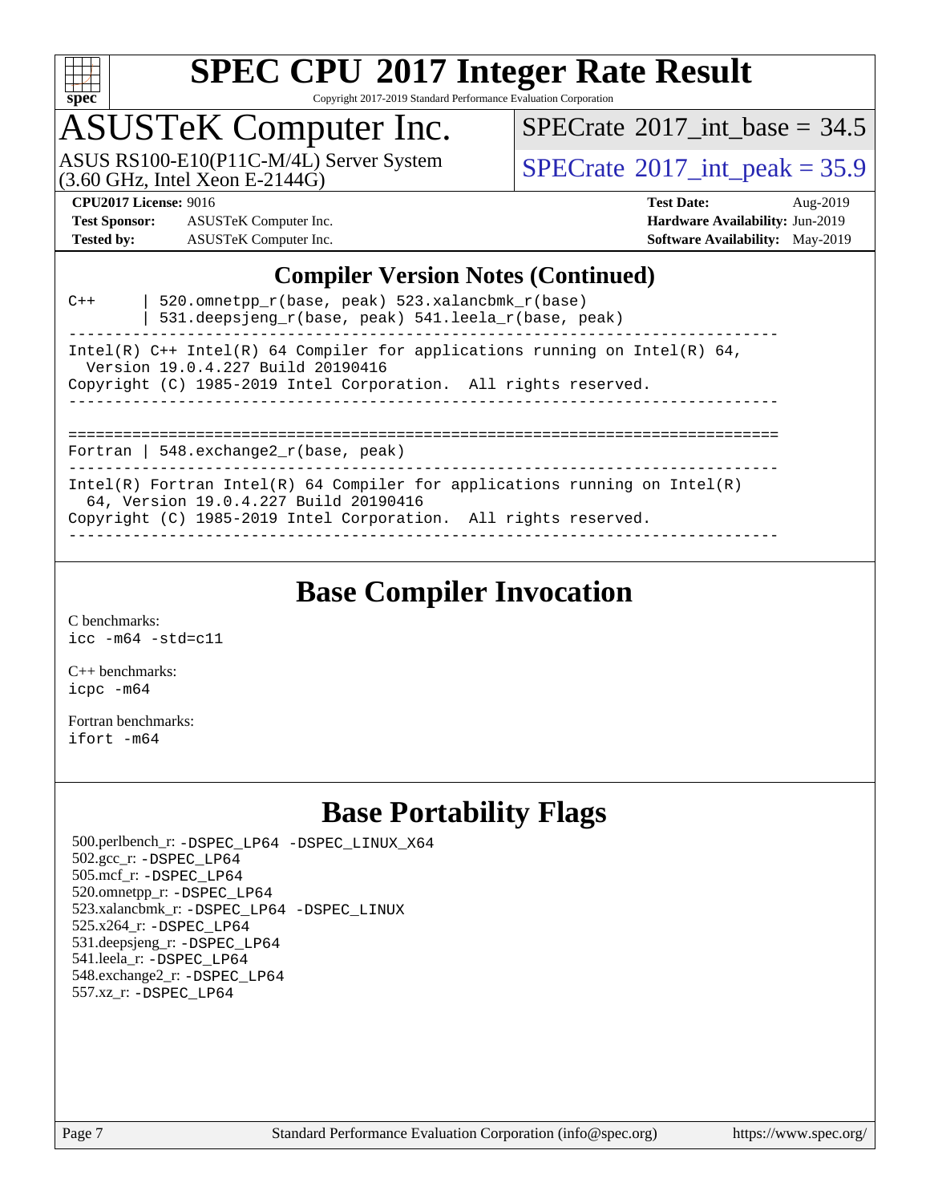## Compiler Version Notes (Continued)

```
C++     | 520.omnetpp_r(base, peak) 523.xalancbmk_r(base)
        | 531.deepsjeng_r(base, peak) 541.leela_r(base, peak)
------------------------------------------------------------------------------
Intel(R) C++ Intel(R) 64 Compiler for applications running on Intel(R) 64,
  Version 19.0.4.227 Build 20190416
Copyright (C) 1985-2019 Intel Corporation.  All rights reserved.
------------------------------------------------------------------------------

==============================================================================
Fortran | 548.exchange2_r(base, peak)
------------------------------------------------------------------------------
Intel(R) Fortran Intel(R) 64 Compiler for applications running on Intel(R)
  64, Version 19.0.4.227 Build 20190416
Copyright (C) 1985-2019 Intel Corporation.  All rights reserved.
------------------------------------------------------------------------------
```

## Base Compiler Invocation

C benchmarks:
`icc -m64 -std=c11`

C++ benchmarks:
`icpc -m64`

Fortran benchmarks:
`ifort -m64`

## Base Portability Flags

500.perlbench_r: `-DSPEC_LP64 -DSPEC_LINUX_X64`
502.gcc_r: `-DSPEC_LP64`
505.mcf_r: `-DSPEC_LP64`
520.omnetpp_r: `-DSPEC_LP64`
523.xalancbmk_r: `-DSPEC_LP64 -DSPEC_LINUX`
525.x264_r: `-DSPEC_LP64`
531.deepsjeng_r: `-DSPEC_LP64`
541.leela_r: `-DSPEC_LP64`
548.exchange2_r: `-DSPEC_LP64`
557.xz_r: `-DSPEC_LP64`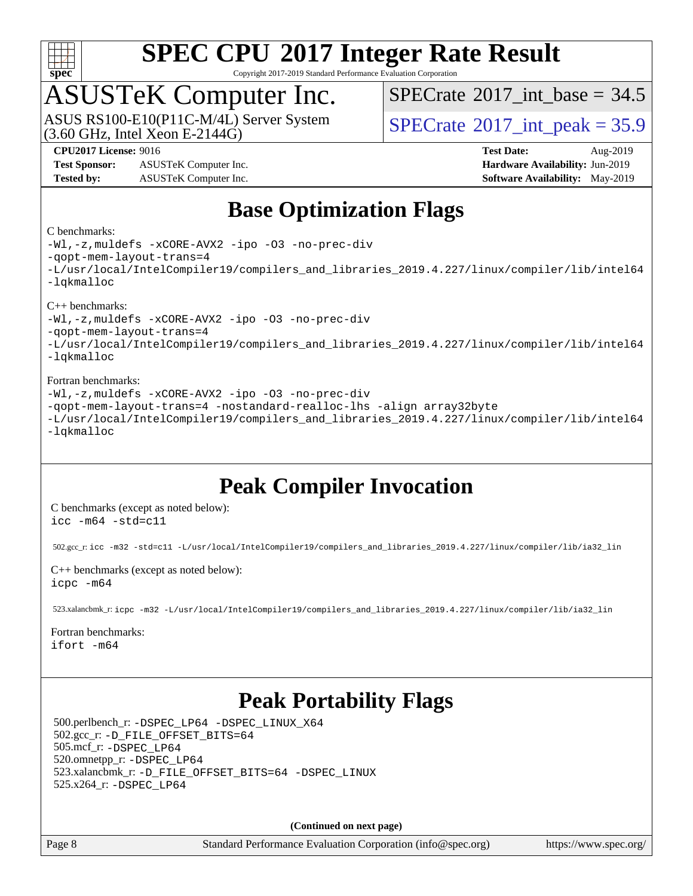# SPEC CPU 2017 Integer Rate Result

Copyright 2017-2019 Standard Performance Evaluation Corporation

## ASUSTeK Computer Inc.

ASUS RS100-E10(P11C-M/4L) Server System
(3.60 GHz, Intel Xeon E-2144G)

SPECrate 2017_int_base = 34.5

SPECrate 2017_int_peak = 35.9

**CPU2017 License:** 9016
**Test Sponsor:** ASUSTeK Computer Inc.
**Tested by:** ASUSTeK Computer Inc.

**Test Date:** Aug-2019
**Hardware Availability:** Jun-2019
**Software Availability:** May-2019

# Base Optimization Flags

C benchmarks:

```
-Wl,-z,muldefs -xCORE-AVX2 -ipo -O3 -no-prec-div
-qopt-mem-layout-trans=4
-L/usr/local/IntelCompiler19/compilers_and_libraries_2019.4.227/linux/compiler/lib/intel64
-lqkmalloc
```

C++ benchmarks:

```
-Wl,-z,muldefs -xCORE-AVX2 -ipo -O3 -no-prec-div
-qopt-mem-layout-trans=4
-L/usr/local/IntelCompiler19/compilers_and_libraries_2019.4.227/linux/compiler/lib/intel64
-lqkmalloc
```

Fortran benchmarks:

```
-Wl,-z,muldefs -xCORE-AVX2 -ipo -O3 -no-prec-div
-qopt-mem-layout-trans=4 -nostandard-realloc-lhs -align array32byte
-L/usr/local/IntelCompiler19/compilers_and_libraries_2019.4.227/linux/compiler/lib/intel64
-lqkmalloc
```

# Peak Compiler Invocation

C benchmarks (except as noted below):

```
icc -m64 -std=c11
```

502.gcc_r: `icc -m32 -std=c11 -L/usr/local/IntelCompiler19/compilers_and_libraries_2019.4.227/linux/compiler/lib/ia32_lin`

C++ benchmarks (except as noted below):

```
icpc -m64
```

523.xalancbmk_r: `icpc -m32 -L/usr/local/IntelCompiler19/compilers_and_libraries_2019.4.227/linux/compiler/lib/ia32_lin`

Fortran benchmarks:

```
ifort -m64
```

# Peak Portability Flags

500.perlbench_r: `-DSPEC_LP64 -DSPEC_LINUX_X64`
502.gcc_r: `-D_FILE_OFFSET_BITS=64`
505.mcf_r: `-DSPEC_LP64`
520.omnetpp_r: `-DSPEC_LP64`
523.xalancbmk_r: `-D_FILE_OFFSET_BITS=64 -DSPEC_LINUX`
525.x264_r: `-DSPEC_LP64`

**(Continued on next page)**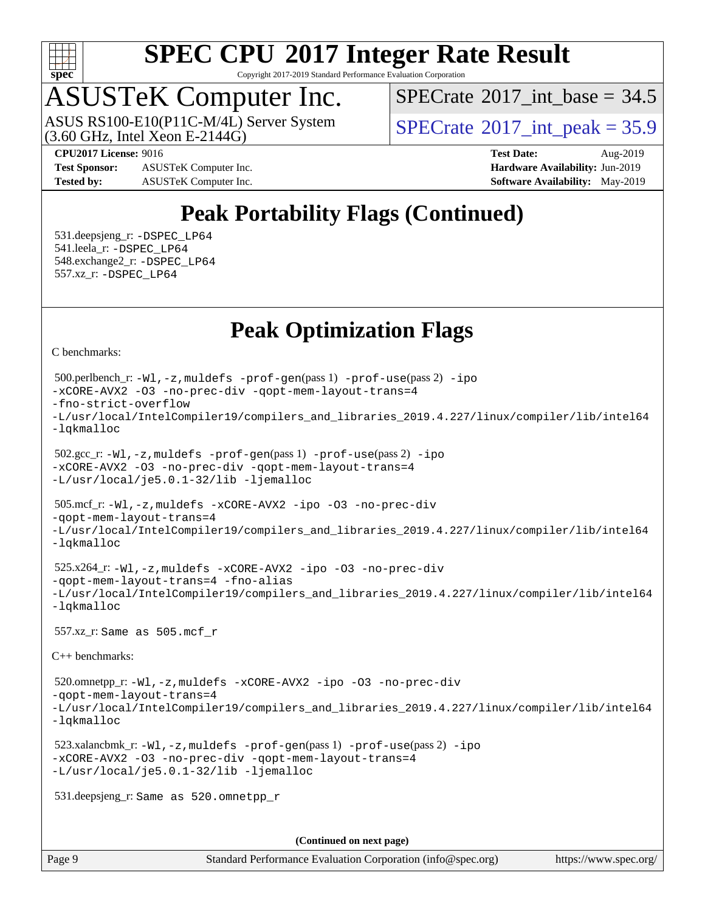# Peak Portability Flags (Continued)

531.deepsjeng_r: -DSPEC_LP64
541.leela_r: -DSPEC_LP64
548.exchange2_r: -DSPEC_LP64
557.xz_r: -DSPEC_LP64

# Peak Optimization Flags

C benchmarks:

500.perlbench_r: -Wl,-z,muldefs -prof-gen(pass 1) -prof-use(pass 2) -ipo -xCORE-AVX2 -O3 -no-prec-div -qopt-mem-layout-trans=4 -fno-strict-overflow -L/usr/local/IntelCompiler19/compilers_and_libraries_2019.4.227/linux/compiler/lib/intel64 -lqkmalloc

502.gcc_r: -Wl,-z,muldefs -prof-gen(pass 1) -prof-use(pass 2) -ipo -xCORE-AVX2 -O3 -no-prec-div -qopt-mem-layout-trans=4 -L/usr/local/je5.0.1-32/lib -ljemalloc

505.mcf_r: -Wl,-z,muldefs -xCORE-AVX2 -ipo -O3 -no-prec-div -qopt-mem-layout-trans=4 -L/usr/local/IntelCompiler19/compilers_and_libraries_2019.4.227/linux/compiler/lib/intel64 -lqkmalloc

525.x264_r: -Wl,-z,muldefs -xCORE-AVX2 -ipo -O3 -no-prec-div -qopt-mem-layout-trans=4 -fno-alias -L/usr/local/IntelCompiler19/compilers_and_libraries_2019.4.227/linux/compiler/lib/intel64 -lqkmalloc

557.xz_r: Same as 505.mcf_r

C++ benchmarks:

520.omnetpp_r: -Wl,-z,muldefs -xCORE-AVX2 -ipo -O3 -no-prec-div -qopt-mem-layout-trans=4 -L/usr/local/IntelCompiler19/compilers_and_libraries_2019.4.227/linux/compiler/lib/intel64 -lqkmalloc

523.xalancbmk_r: -Wl,-z,muldefs -prof-gen(pass 1) -prof-use(pass 2) -ipo -xCORE-AVX2 -O3 -no-prec-div -qopt-mem-layout-trans=4 -L/usr/local/je5.0.1-32/lib -ljemalloc

531.deepsjeng_r: Same as 520.omnetpp_r

(Continued on next page)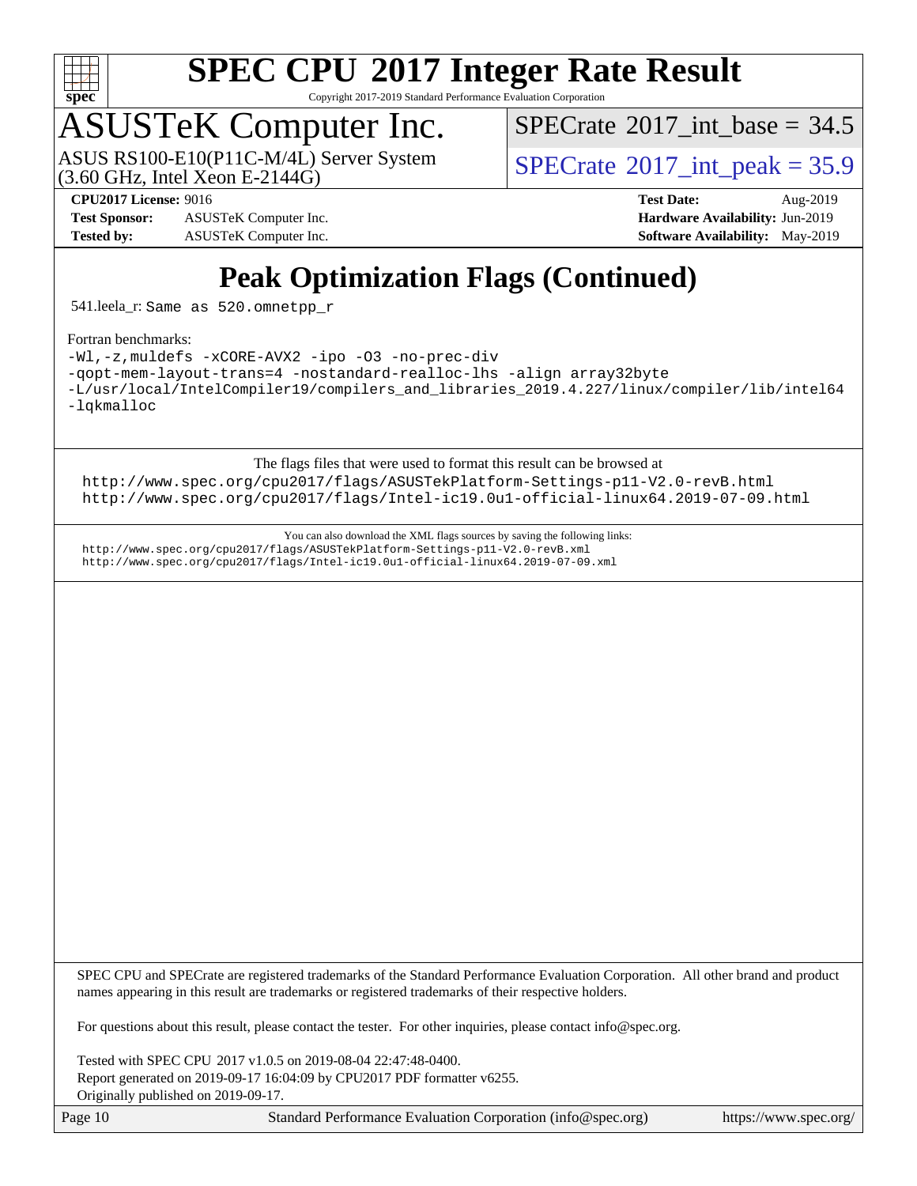# Peak Optimization Flags (Continued)

541.leela_r: Same as 520.omnetpp_r

Fortran benchmarks:

```
-Wl,-z,muldefs -xCORE-AVX2 -ipo -O3 -no-prec-div
-qopt-mem-layout-trans=4 -nostandard-realloc-lhs -align array32byte
-L/usr/local/IntelCompiler19/compilers_and_libraries_2019.4.227/linux/compiler/lib/intel64
-lqkmalloc
```

The flags files that were used to format this result can be browsed at

http://www.spec.org/cpu2017/flags/ASUSTekPlatform-Settings-p11-V2.0-revB.html
http://www.spec.org/cpu2017/flags/Intel-ic19.0u1-official-linux64.2019-07-09.html

You can also download the XML flags sources by saving the following links:

http://www.spec.org/cpu2017/flags/ASUSTekPlatform-Settings-p11-V2.0-revB.xml
http://www.spec.org/cpu2017/flags/Intel-ic19.0u1-official-linux64.2019-07-09.xml

SPEC CPU and SPECrate are registered trademarks of the Standard Performance Evaluation Corporation. All other brand and product names appearing in this result are trademarks or registered trademarks of their respective holders.

For questions about this result, please contact the tester. For other inquiries, please contact info@spec.org.

Tested with SPEC CPU 2017 v1.0.5 on 2019-08-04 22:47:48-0400.
Report generated on 2019-09-17 16:04:09 by CPU2017 PDF formatter v6255.
Originally published on 2019-09-17.